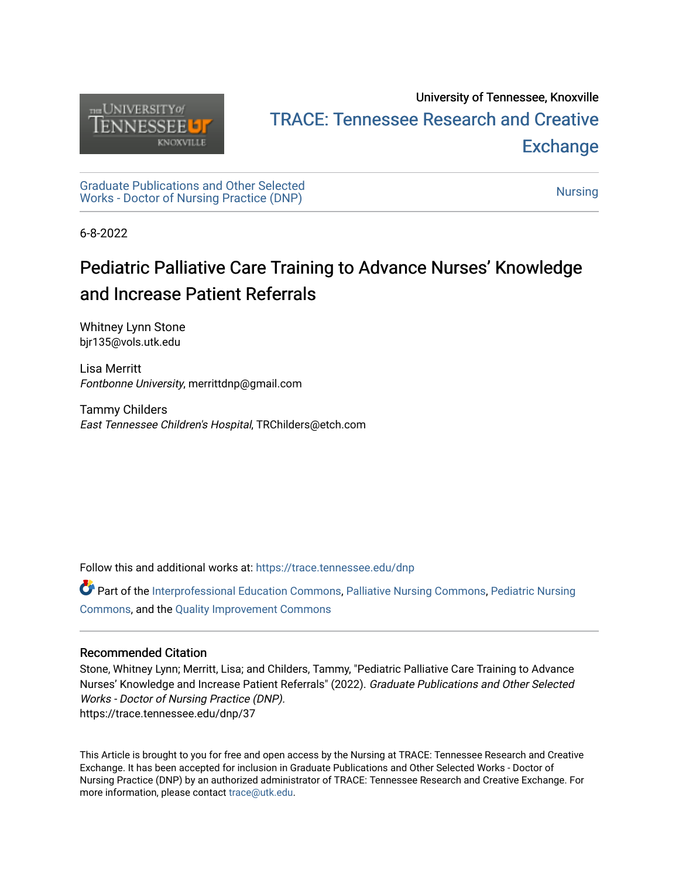University of Tennessee, Knoxville

TRACE: Tennessee Research and Creative Exchange

Graduate Publications and Other Selected Works - Doctor of Nursing Practice (DNP)

Nursing

6-8-2022

# Pediatric Palliative Care Training to Advance Nurses' Knowledge and Increase Patient Referrals

Whitney Lynn Stone
bjr135@vols.utk.edu

Lisa Merritt
*Fontbonne University*, merrittdnp@gmail.com

Tammy Childers
*East Tennessee Children's Hospital*, TRChilders@etch.com

Follow this and additional works at: https://trace.tennessee.edu/dnp

Part of the Interprofessional Education Commons, Palliative Nursing Commons, Pediatric Nursing Commons, and the Quality Improvement Commons

## Recommended Citation

Stone, Whitney Lynn; Merritt, Lisa; and Childers, Tammy, "Pediatric Palliative Care Training to Advance Nurses' Knowledge and Increase Patient Referrals" (2022). *Graduate Publications and Other Selected Works - Doctor of Nursing Practice (DNP).*
https://trace.tennessee.edu/dnp/37

This Article is brought to you for free and open access by the Nursing at TRACE: Tennessee Research and Creative Exchange. It has been accepted for inclusion in Graduate Publications and Other Selected Works - Doctor of Nursing Practice (DNP) by an authorized administrator of TRACE: Tennessee Research and Creative Exchange. For more information, please contact trace@utk.edu.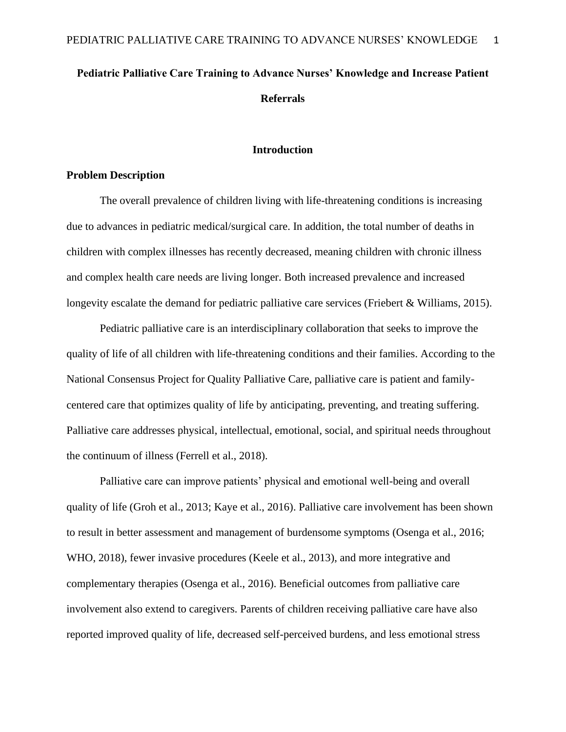# Pediatric Palliative Care Training to Advance Nurses' Knowledge and Increase Patient Referrals

## Introduction

### Problem Description

The overall prevalence of children living with life-threatening conditions is increasing due to advances in pediatric medical/surgical care. In addition, the total number of deaths in children with complex illnesses has recently decreased, meaning children with chronic illness and complex health care needs are living longer. Both increased prevalence and increased longevity escalate the demand for pediatric palliative care services (Friebert & Williams, 2015).

Pediatric palliative care is an interdisciplinary collaboration that seeks to improve the quality of life of all children with life-threatening conditions and their families. According to the National Consensus Project for Quality Palliative Care, palliative care is patient and family-centered care that optimizes quality of life by anticipating, preventing, and treating suffering. Palliative care addresses physical, intellectual, emotional, social, and spiritual needs throughout the continuum of illness (Ferrell et al., 2018).

Palliative care can improve patients' physical and emotional well-being and overall quality of life (Groh et al., 2013; Kaye et al., 2016). Palliative care involvement has been shown to result in better assessment and management of burdensome symptoms (Osenga et al., 2016; WHO, 2018), fewer invasive procedures (Keele et al., 2013), and more integrative and complementary therapies (Osenga et al., 2016). Beneficial outcomes from palliative care involvement also extend to caregivers. Parents of children receiving palliative care have also reported improved quality of life, decreased self-perceived burdens, and less emotional stress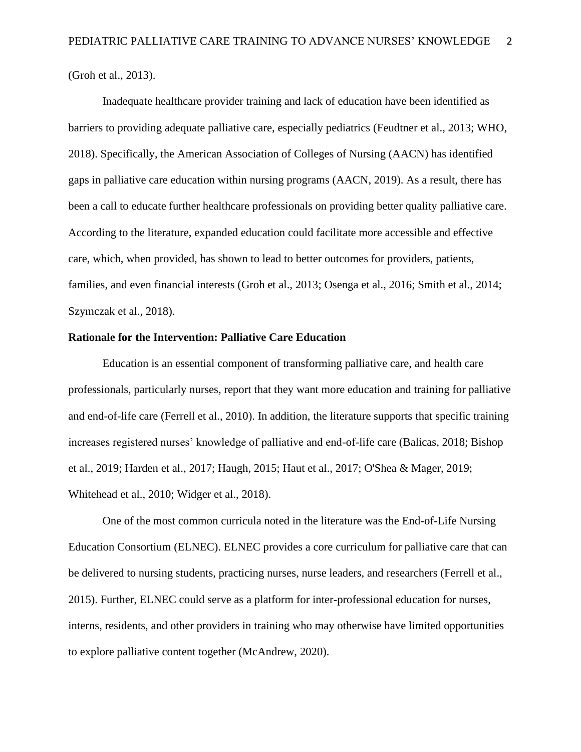(Groh et al., 2013).

Inadequate healthcare provider training and lack of education have been identified as barriers to providing adequate palliative care, especially pediatrics (Feudtner et al., 2013; WHO, 2018). Specifically, the American Association of Colleges of Nursing (AACN) has identified gaps in palliative care education within nursing programs (AACN, 2019). As a result, there has been a call to educate further healthcare professionals on providing better quality palliative care. According to the literature, expanded education could facilitate more accessible and effective care, which, when provided, has shown to lead to better outcomes for providers, patients, families, and even financial interests (Groh et al., 2013; Osenga et al., 2016; Smith et al., 2014; Szymczak et al., 2018).

**Rationale for the Intervention: Palliative Care Education**

Education is an essential component of transforming palliative care, and health care professionals, particularly nurses, report that they want more education and training for palliative and end-of-life care (Ferrell et al., 2010). In addition, the literature supports that specific training increases registered nurses' knowledge of palliative and end-of-life care (Balicas, 2018; Bishop et al., 2019; Harden et al., 2017; Haugh, 2015; Haut et al., 2017; O'Shea & Mager, 2019; Whitehead et al., 2010; Widger et al., 2018).

One of the most common curricula noted in the literature was the End-of-Life Nursing Education Consortium (ELNEC). ELNEC provides a core curriculum for palliative care that can be delivered to nursing students, practicing nurses, nurse leaders, and researchers (Ferrell et al., 2015). Further, ELNEC could serve as a platform for inter-professional education for nurses, interns, residents, and other providers in training who may otherwise have limited opportunities to explore palliative content together (McAndrew, 2020).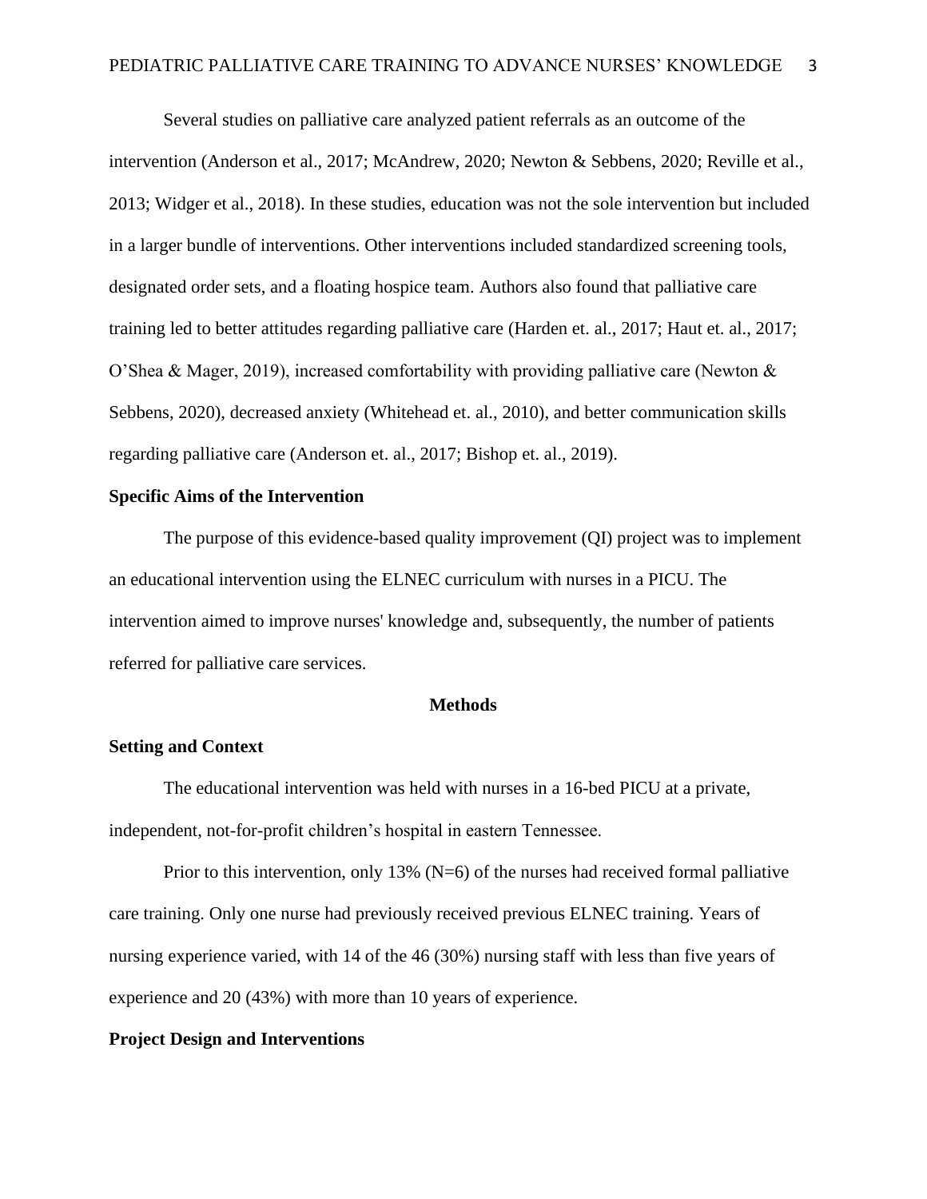Several studies on palliative care analyzed patient referrals as an outcome of the intervention (Anderson et al., 2017; McAndrew, 2020; Newton & Sebbens, 2020; Reville et al., 2013; Widger et al., 2018). In these studies, education was not the sole intervention but included in a larger bundle of interventions. Other interventions included standardized screening tools, designated order sets, and a floating hospice team. Authors also found that palliative care training led to better attitudes regarding palliative care (Harden et. al., 2017; Haut et. al., 2017; O'Shea & Mager, 2019), increased comfortability with providing palliative care (Newton & Sebbens, 2020), decreased anxiety (Whitehead et. al., 2010), and better communication skills regarding palliative care (Anderson et. al., 2017; Bishop et. al., 2019).

## Specific Aims of the Intervention

The purpose of this evidence-based quality improvement (QI) project was to implement an educational intervention using the ELNEC curriculum with nurses in a PICU. The intervention aimed to improve nurses' knowledge and, subsequently, the number of patients referred for palliative care services.

# Methods

## Setting and Context

The educational intervention was held with nurses in a 16-bed PICU at a private, independent, not-for-profit children's hospital in eastern Tennessee.

Prior to this intervention, only 13% (N=6) of the nurses had received formal palliative care training. Only one nurse had previously received previous ELNEC training. Years of nursing experience varied, with 14 of the 46 (30%) nursing staff with less than five years of experience and 20 (43%) with more than 10 years of experience.

## Project Design and Interventions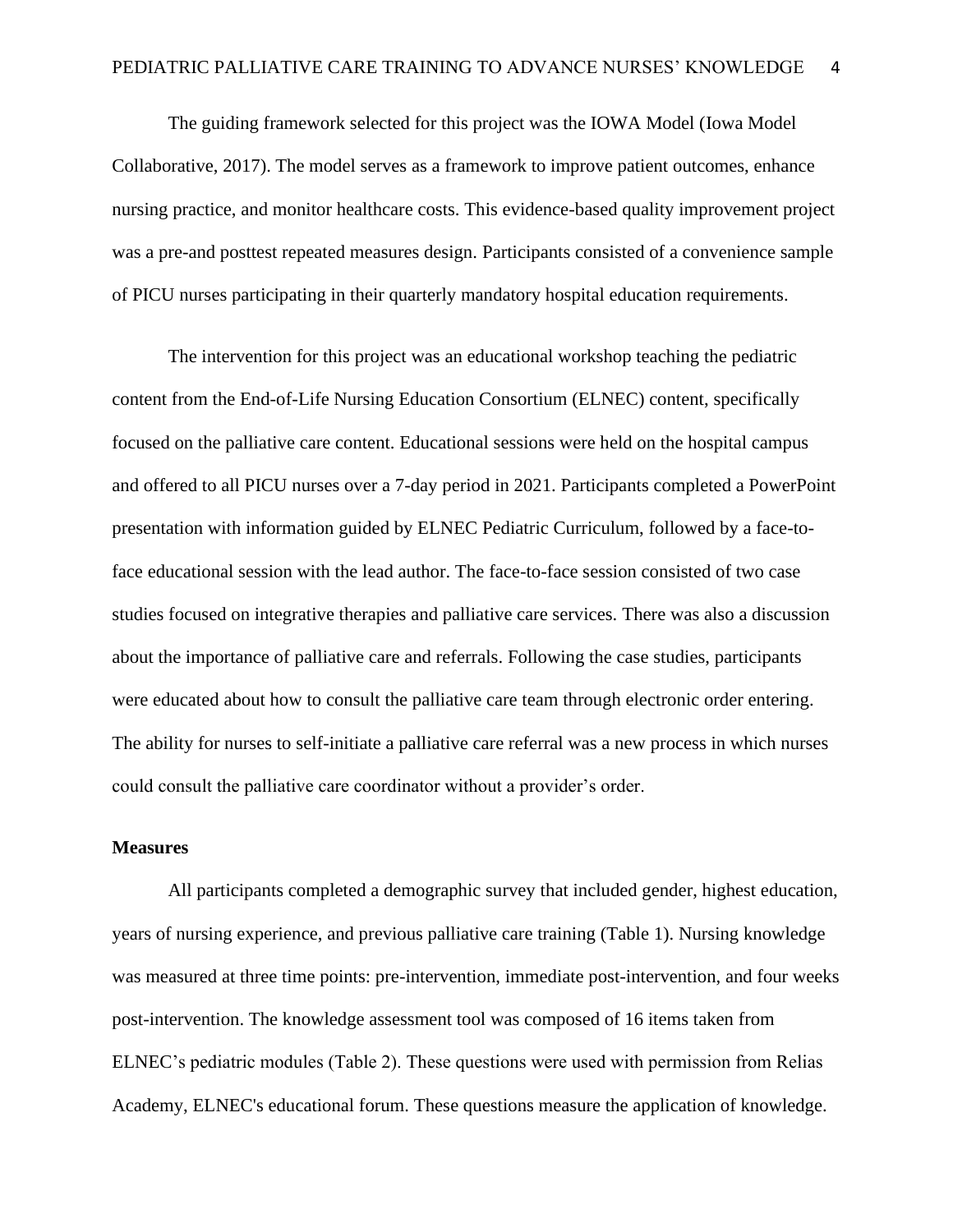The guiding framework selected for this project was the IOWA Model (Iowa Model Collaborative, 2017). The model serves as a framework to improve patient outcomes, enhance nursing practice, and monitor healthcare costs. This evidence-based quality improvement project was a pre-and posttest repeated measures design. Participants consisted of a convenience sample of PICU nurses participating in their quarterly mandatory hospital education requirements.

The intervention for this project was an educational workshop teaching the pediatric content from the End-of-Life Nursing Education Consortium (ELNEC) content, specifically focused on the palliative care content. Educational sessions were held on the hospital campus and offered to all PICU nurses over a 7-day period in 2021. Participants completed a PowerPoint presentation with information guided by ELNEC Pediatric Curriculum, followed by a face-to-face educational session with the lead author. The face-to-face session consisted of two case studies focused on integrative therapies and palliative care services. There was also a discussion about the importance of palliative care and referrals. Following the case studies, participants were educated about how to consult the palliative care team through electronic order entering. The ability for nurses to self-initiate a palliative care referral was a new process in which nurses could consult the palliative care coordinator without a provider's order.

### Measures

All participants completed a demographic survey that included gender, highest education, years of nursing experience, and previous palliative care training (Table 1). Nursing knowledge was measured at three time points: pre-intervention, immediate post-intervention, and four weeks post-intervention. The knowledge assessment tool was composed of 16 items taken from ELNEC's pediatric modules (Table 2). These questions were used with permission from Relias Academy, ELNEC's educational forum. These questions measure the application of knowledge.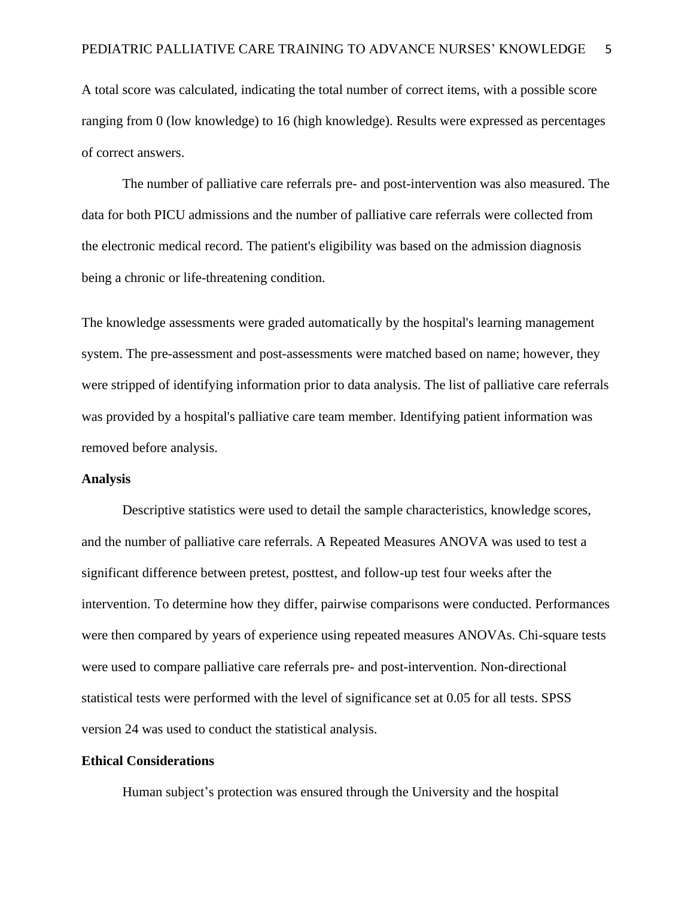A total score was calculated, indicating the total number of correct items, with a possible score ranging from 0 (low knowledge) to 16 (high knowledge). Results were expressed as percentages of correct answers.

The number of palliative care referrals pre- and post-intervention was also measured. The data for both PICU admissions and the number of palliative care referrals were collected from the electronic medical record. The patient's eligibility was based on the admission diagnosis being a chronic or life-threatening condition.

The knowledge assessments were graded automatically by the hospital's learning management system. The pre-assessment and post-assessments were matched based on name; however, they were stripped of identifying information prior to data analysis. The list of palliative care referrals was provided by a hospital's palliative care team member. Identifying patient information was removed before analysis.

**Analysis**

Descriptive statistics were used to detail the sample characteristics, knowledge scores, and the number of palliative care referrals. A Repeated Measures ANOVA was used to test a significant difference between pretest, posttest, and follow-up test four weeks after the intervention. To determine how they differ, pairwise comparisons were conducted. Performances were then compared by years of experience using repeated measures ANOVAs. Chi-square tests were used to compare palliative care referrals pre- and post-intervention. Non-directional statistical tests were performed with the level of significance set at 0.05 for all tests. SPSS version 24 was used to conduct the statistical analysis.

**Ethical Considerations**

Human subject's protection was ensured through the University and the hospital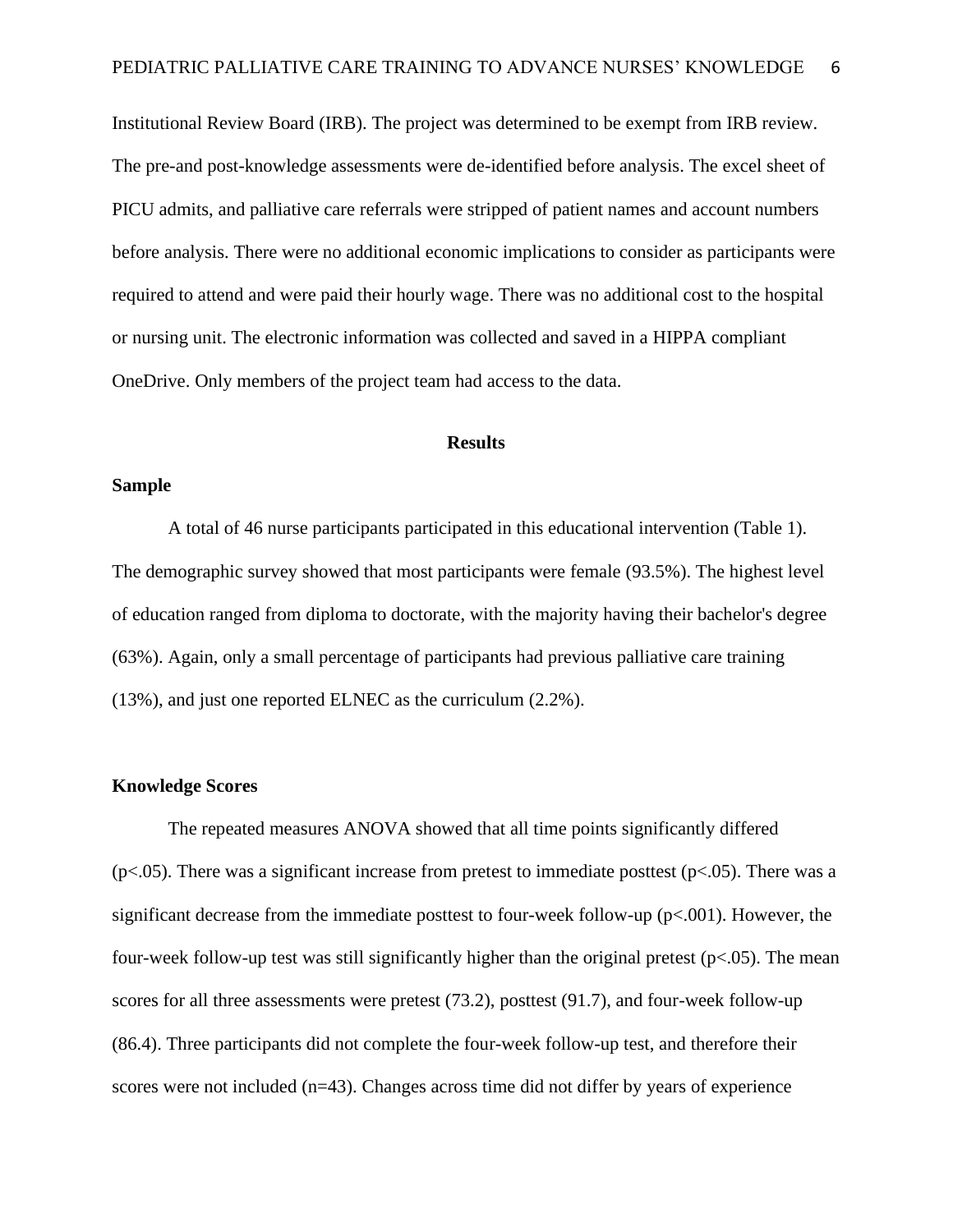Institutional Review Board (IRB). The project was determined to be exempt from IRB review. The pre-and post-knowledge assessments were de-identified before analysis. The excel sheet of PICU admits, and palliative care referrals were stripped of patient names and account numbers before analysis. There were no additional economic implications to consider as participants were required to attend and were paid their hourly wage. There was no additional cost to the hospital or nursing unit. The electronic information was collected and saved in a HIPPA compliant OneDrive. Only members of the project team had access to the data.

## Results

### Sample

A total of 46 nurse participants participated in this educational intervention (Table 1). The demographic survey showed that most participants were female (93.5%). The highest level of education ranged from diploma to doctorate, with the majority having their bachelor's degree (63%). Again, only a small percentage of participants had previous palliative care training (13%), and just one reported ELNEC as the curriculum (2.2%).

### Knowledge Scores

The repeated measures ANOVA showed that all time points significantly differed ($p<.05$). There was a significant increase from pretest to immediate posttest ($p<.05$). There was a significant decrease from the immediate posttest to four-week follow-up ($p<.001$). However, the four-week follow-up test was still significantly higher than the original pretest ($p<.05$). The mean scores for all three assessments were pretest (73.2), posttest (91.7), and four-week follow-up (86.4). Three participants did not complete the four-week follow-up test, and therefore their scores were not included ($n=43$). Changes across time did not differ by years of experience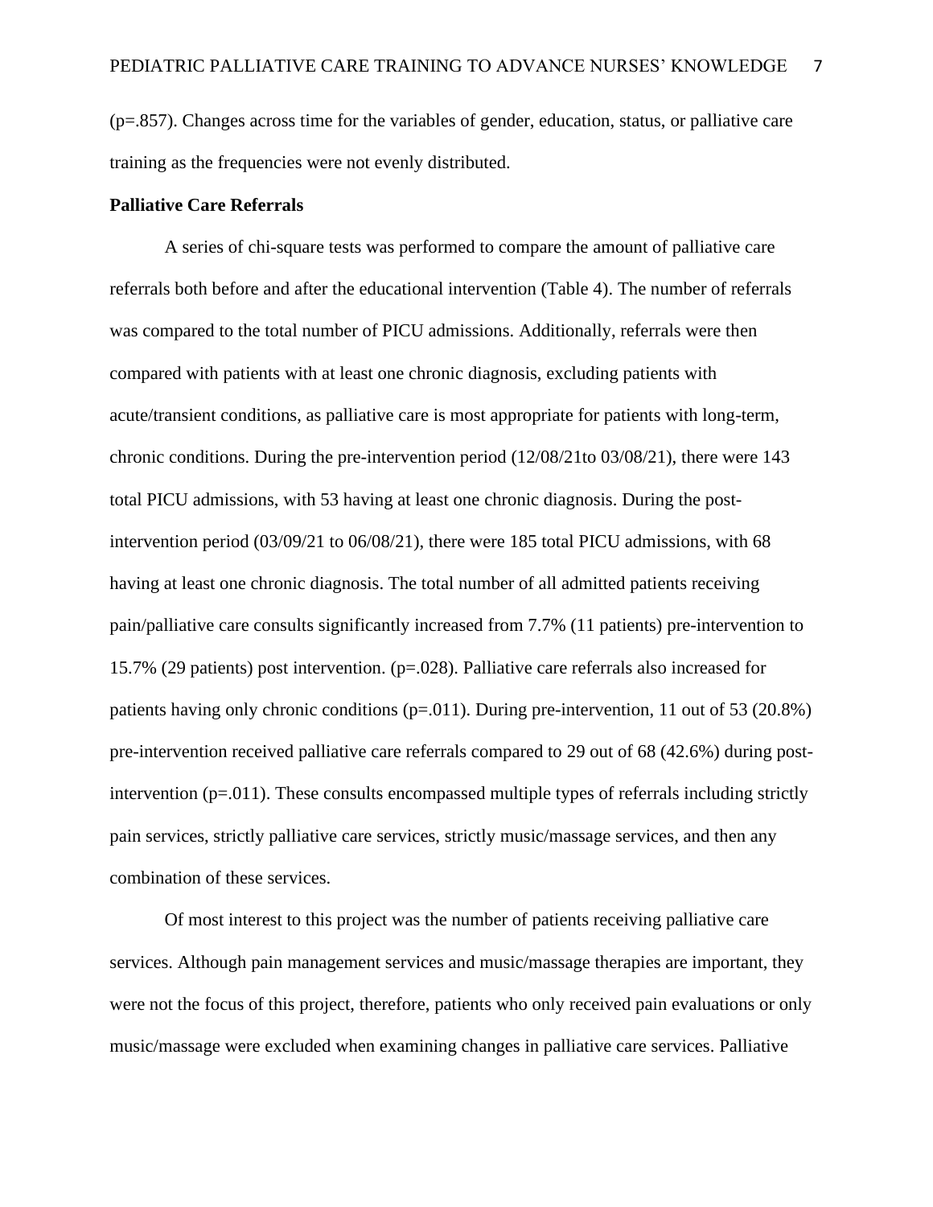(p=.857). Changes across time for the variables of gender, education, status, or palliative care training as the frequencies were not evenly distributed.

**Palliative Care Referrals**

A series of chi-square tests was performed to compare the amount of palliative care referrals both before and after the educational intervention (Table 4). The number of referrals was compared to the total number of PICU admissions. Additionally, referrals were then compared with patients with at least one chronic diagnosis, excluding patients with acute/transient conditions, as palliative care is most appropriate for patients with long-term, chronic conditions. During the pre-intervention period (12/08/21to 03/08/21), there were 143 total PICU admissions, with 53 having at least one chronic diagnosis. During the post-intervention period (03/09/21 to 06/08/21), there were 185 total PICU admissions, with 68 having at least one chronic diagnosis. The total number of all admitted patients receiving pain/palliative care consults significantly increased from 7.7% (11 patients) pre-intervention to 15.7% (29 patients) post intervention. (p=.028). Palliative care referrals also increased for patients having only chronic conditions (p=.011). During pre-intervention, 11 out of 53 (20.8%) pre-intervention received palliative care referrals compared to 29 out of 68 (42.6%) during post-intervention (p=.011). These consults encompassed multiple types of referrals including strictly pain services, strictly palliative care services, strictly music/massage services, and then any combination of these services.

Of most interest to this project was the number of patients receiving palliative care services. Although pain management services and music/massage therapies are important, they were not the focus of this project, therefore, patients who only received pain evaluations or only music/massage were excluded when examining changes in palliative care services. Palliative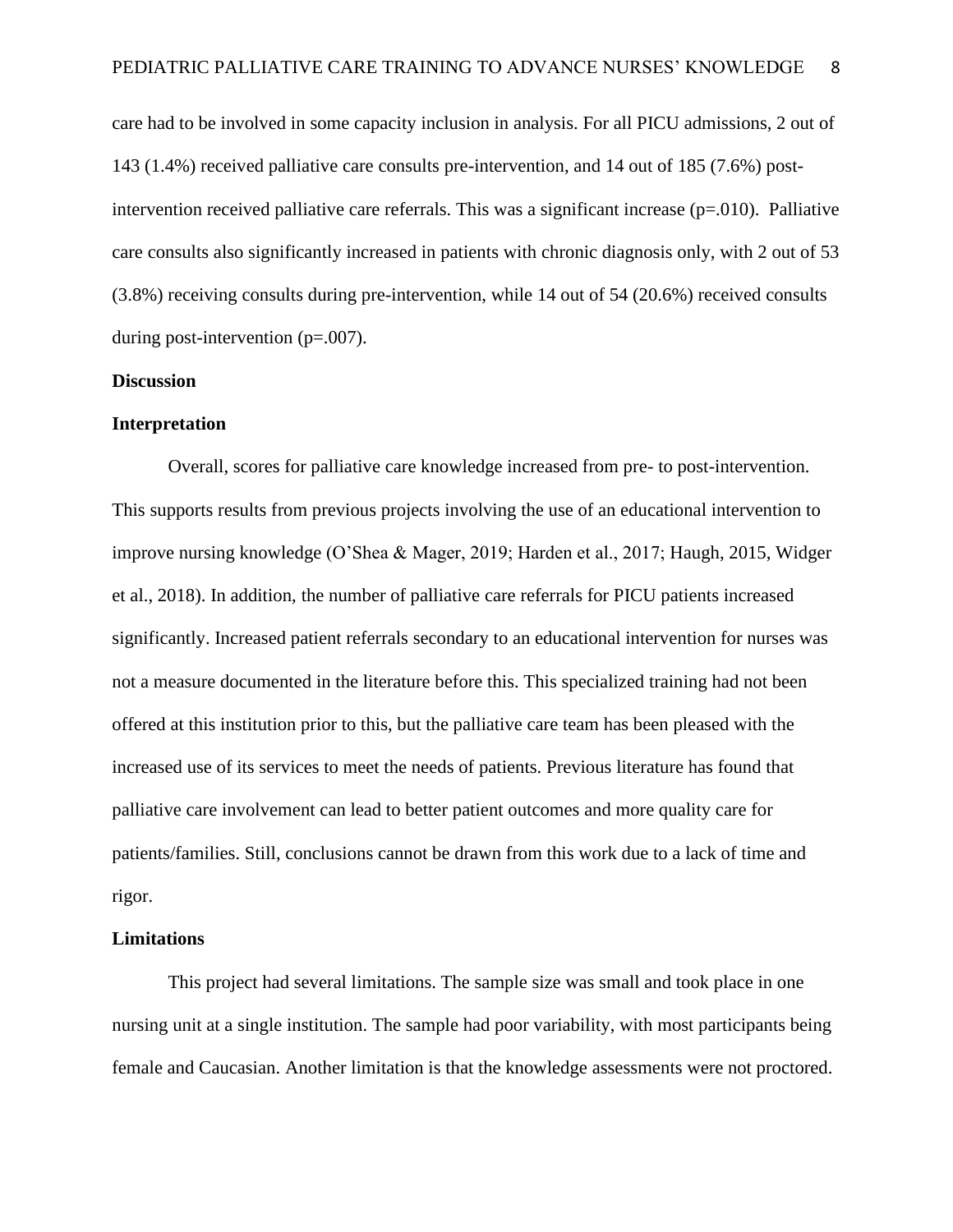care had to be involved in some capacity inclusion in analysis. For all PICU admissions, 2 out of 143 (1.4%) received palliative care consults pre-intervention, and 14 out of 185 (7.6%) post-intervention received palliative care referrals. This was a significant increase (p=.010). Palliative care consults also significantly increased in patients with chronic diagnosis only, with 2 out of 53 (3.8%) receiving consults during pre-intervention, while 14 out of 54 (20.6%) received consults during post-intervention (p=.007).

**Discussion**

**Interpretation**

Overall, scores for palliative care knowledge increased from pre- to post-intervention. This supports results from previous projects involving the use of an educational intervention to improve nursing knowledge (O'Shea & Mager, 2019; Harden et al., 2017; Haugh, 2015, Widger et al., 2018). In addition, the number of palliative care referrals for PICU patients increased significantly. Increased patient referrals secondary to an educational intervention for nurses was not a measure documented in the literature before this. This specialized training had not been offered at this institution prior to this, but the palliative care team has been pleased with the increased use of its services to meet the needs of patients. Previous literature has found that palliative care involvement can lead to better patient outcomes and more quality care for patients/families. Still, conclusions cannot be drawn from this work due to a lack of time and rigor.

**Limitations**

This project had several limitations. The sample size was small and took place in one nursing unit at a single institution. The sample had poor variability, with most participants being female and Caucasian. Another limitation is that the knowledge assessments were not proctored.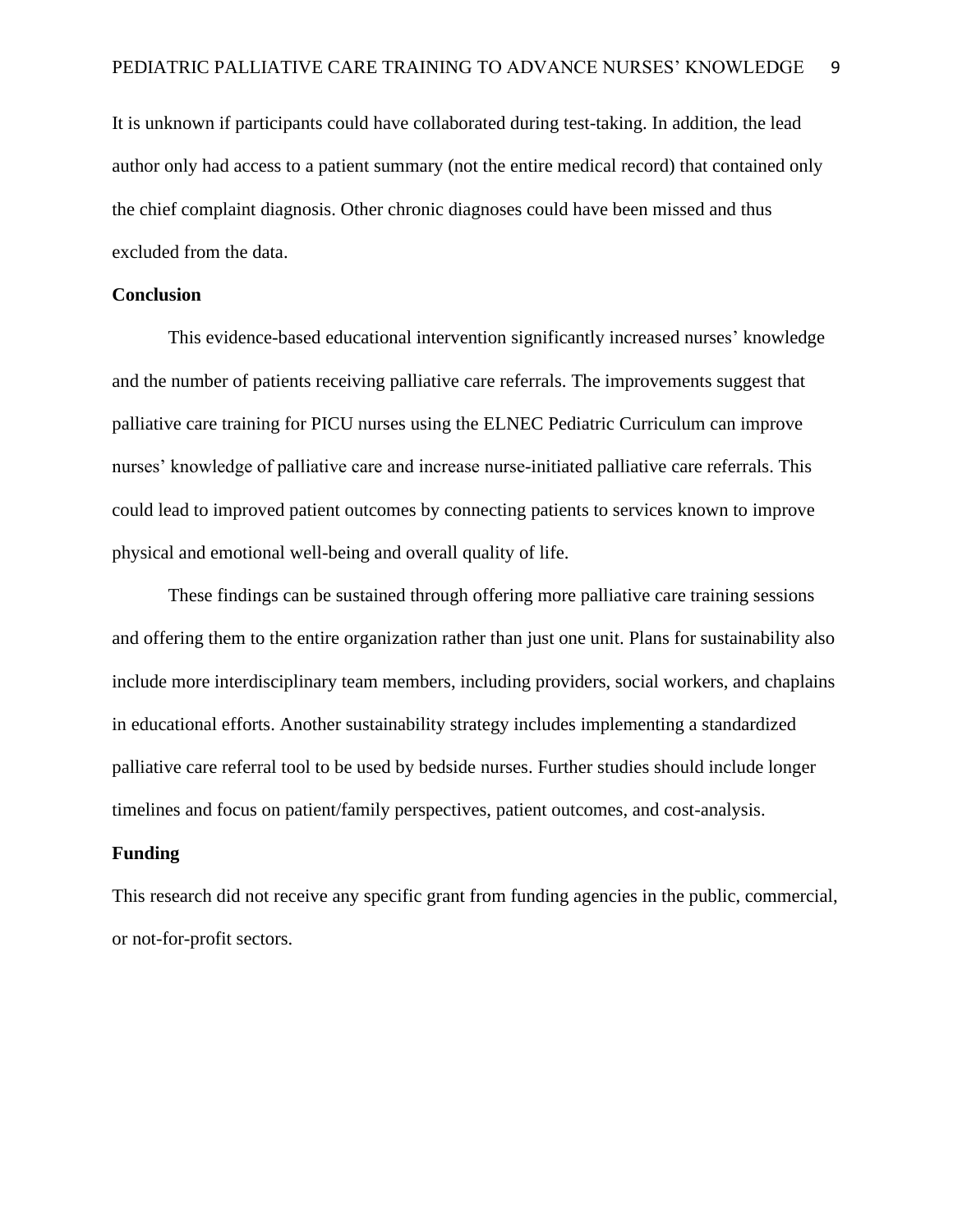It is unknown if participants could have collaborated during test-taking. In addition, the lead author only had access to a patient summary (not the entire medical record) that contained only the chief complaint diagnosis. Other chronic diagnoses could have been missed and thus excluded from the data.

## Conclusion

This evidence-based educational intervention significantly increased nurses' knowledge and the number of patients receiving palliative care referrals. The improvements suggest that palliative care training for PICU nurses using the ELNEC Pediatric Curriculum can improve nurses' knowledge of palliative care and increase nurse-initiated palliative care referrals. This could lead to improved patient outcomes by connecting patients to services known to improve physical and emotional well-being and overall quality of life.

These findings can be sustained through offering more palliative care training sessions and offering them to the entire organization rather than just one unit. Plans for sustainability also include more interdisciplinary team members, including providers, social workers, and chaplains in educational efforts. Another sustainability strategy includes implementing a standardized palliative care referral tool to be used by bedside nurses. Further studies should include longer timelines and focus on patient/family perspectives, patient outcomes, and cost-analysis.

## Funding

This research did not receive any specific grant from funding agencies in the public, commercial, or not-for-profit sectors.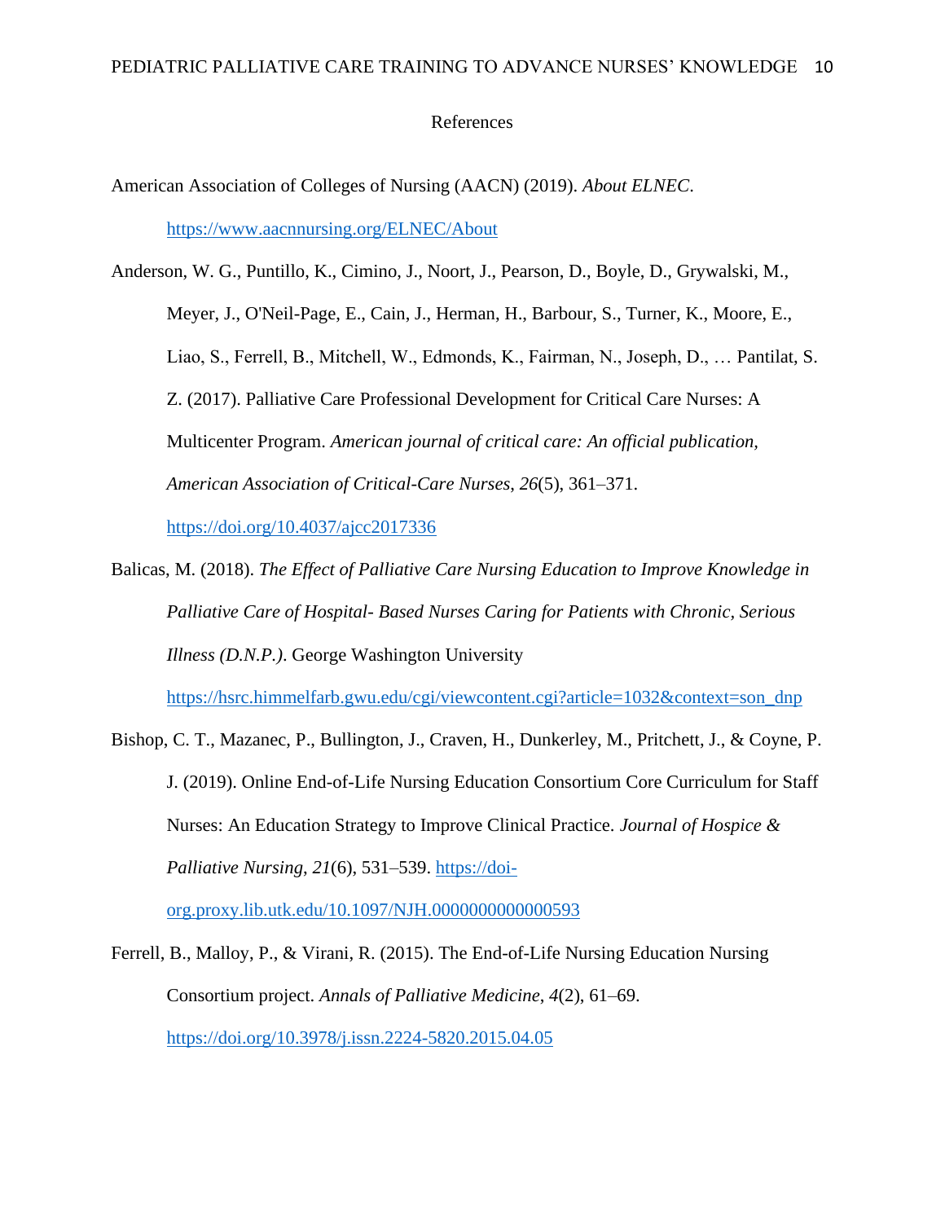# References

American Association of Colleges of Nursing (AACN) (2019). *About ELNEC*. https://www.aacnnursing.org/ELNEC/About

Anderson, W. G., Puntillo, K., Cimino, J., Noort, J., Pearson, D., Boyle, D., Grywalski, M., Meyer, J., O'Neil-Page, E., Cain, J., Herman, H., Barbour, S., Turner, K., Moore, E., Liao, S., Ferrell, B., Mitchell, W., Edmonds, K., Fairman, N., Joseph, D., … Pantilat, S. Z. (2017). Palliative Care Professional Development for Critical Care Nurses: A Multicenter Program. *American journal of critical care: An official publication, American Association of Critical-Care Nurses*, *26*(5), 361–371. https://doi.org/10.4037/ajcc2017336

Balicas, M. (2018). *The Effect of Palliative Care Nursing Education to Improve Knowledge in Palliative Care of Hospital- Based Nurses Caring for Patients with Chronic, Serious Illness (D.N.P.)*. George Washington University https://hsrc.himmelfarb.gwu.edu/cgi/viewcontent.cgi?article=1032&context=son_dnp

Bishop, C. T., Mazanec, P., Bullington, J., Craven, H., Dunkerley, M., Pritchett, J., & Coyne, P. J. (2019). Online End-of-Life Nursing Education Consortium Core Curriculum for Staff Nurses: An Education Strategy to Improve Clinical Practice. *Journal of Hospice & Palliative Nursing*, *21*(6), 531–539. https://doi-org.proxy.lib.utk.edu/10.1097/NJH.0000000000000593

Ferrell, B., Malloy, P., & Virani, R. (2015). The End-of-Life Nursing Education Nursing Consortium project. *Annals of Palliative Medicine*, *4*(2), 61–69. https://doi.org/10.3978/j.issn.2224-5820.2015.04.05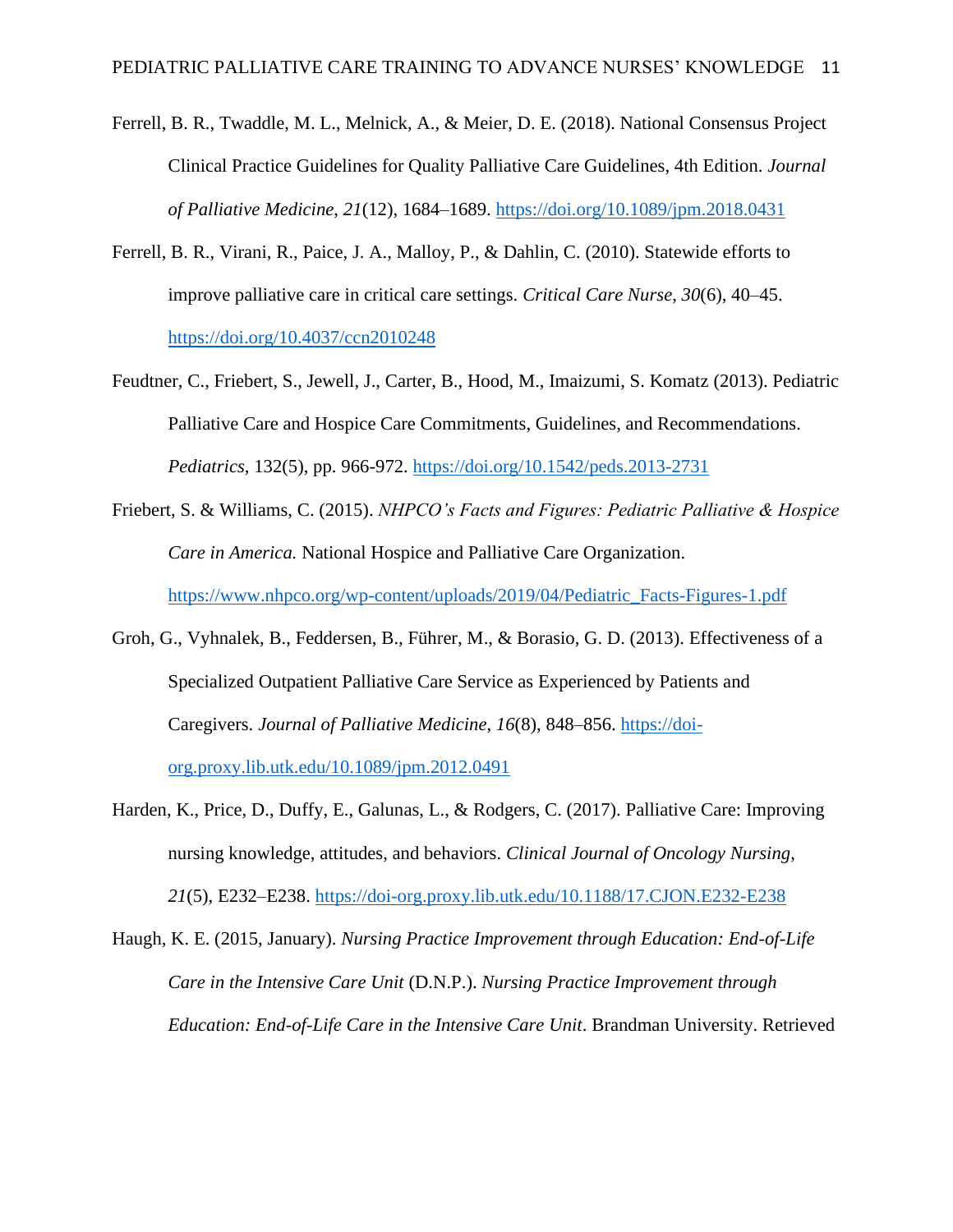Ferrell, B. R., Twaddle, M. L., Melnick, A., & Meier, D. E. (2018). National Consensus Project Clinical Practice Guidelines for Quality Palliative Care Guidelines, 4th Edition. *Journal of Palliative Medicine*, *21*(12), 1684–1689. https://doi.org/10.1089/jpm.2018.0431

Ferrell, B. R., Virani, R., Paice, J. A., Malloy, P., & Dahlin, C. (2010). Statewide efforts to improve palliative care in critical care settings. *Critical Care Nurse*, *30*(6), 40–45. https://doi.org/10.4037/ccn2010248

Feudtner, C., Friebert, S., Jewell, J., Carter, B., Hood, M., Imaizumi, S. Komatz (2013). Pediatric Palliative Care and Hospice Care Commitments, Guidelines, and Recommendations. *Pediatrics*, 132(5), pp. 966-972. https://doi.org/10.1542/peds.2013-2731

Friebert, S. & Williams, C. (2015). *NHPCO's Facts and Figures: Pediatric Palliative & Hospice Care in America.* National Hospice and Palliative Care Organization. https://www.nhpco.org/wp-content/uploads/2019/04/Pediatric_Facts-Figures-1.pdf

Groh, G., Vyhnalek, B., Feddersen, B., Führer, M., & Borasio, G. D. (2013). Effectiveness of a Specialized Outpatient Palliative Care Service as Experienced by Patients and Caregivers. *Journal of Palliative Medicine*, *16*(8), 848–856. https://doi-org.proxy.lib.utk.edu/10.1089/jpm.2012.0491

Harden, K., Price, D., Duffy, E., Galunas, L., & Rodgers, C. (2017). Palliative Care: Improving nursing knowledge, attitudes, and behaviors. *Clinical Journal of Oncology Nursing*, *21*(5), E232–E238. https://doi-org.proxy.lib.utk.edu/10.1188/17.CJON.E232-E238

Haugh, K. E. (2015, January). *Nursing Practice Improvement through Education: End-of-Life Care in the Intensive Care Unit* (D.N.P.). *Nursing Practice Improvement through Education: End-of-Life Care in the Intensive Care Unit*. Brandman University. Retrieved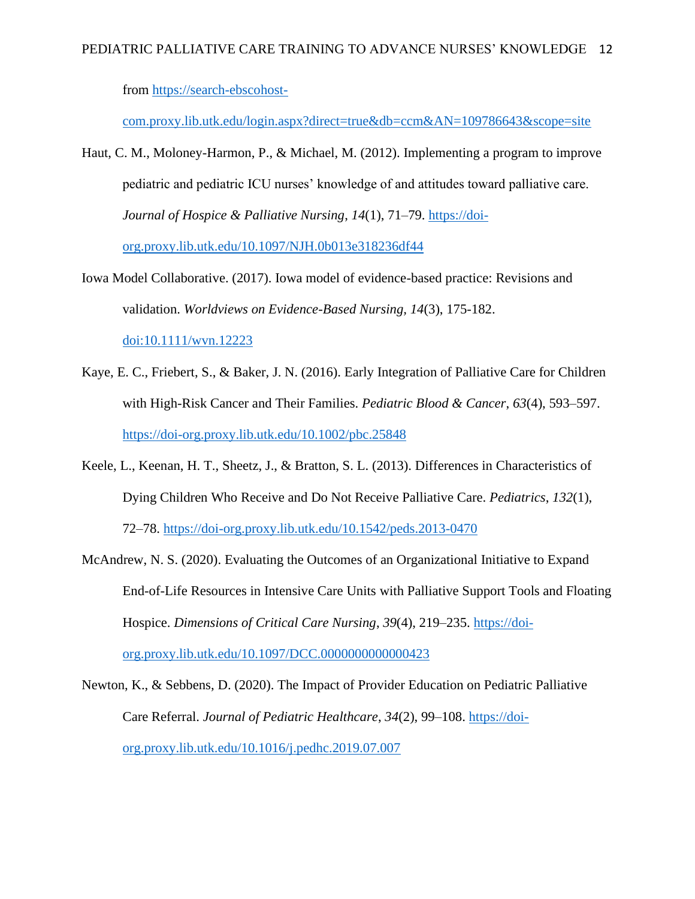from https://search-ebscohost-com.proxy.lib.utk.edu/login.aspx?direct=true&db=ccm&AN=109786643&scope=site

Haut, C. M., Moloney-Harmon, P., & Michael, M. (2012). Implementing a program to improve pediatric and pediatric ICU nurses' knowledge of and attitudes toward palliative care. *Journal of Hospice & Palliative Nursing*, *14*(1), 71–79. https://doi-org.proxy.lib.utk.edu/10.1097/NJH.0b013e318236df44

Iowa Model Collaborative. (2017). Iowa model of evidence-based practice: Revisions and validation. *Worldviews on Evidence-Based Nursing, 14*(3), 175-182. doi:10.1111/wvn.12223

Kaye, E. C., Friebert, S., & Baker, J. N. (2016). Early Integration of Palliative Care for Children with High-Risk Cancer and Their Families. *Pediatric Blood & Cancer*, *63*(4), 593–597. https://doi-org.proxy.lib.utk.edu/10.1002/pbc.25848

Keele, L., Keenan, H. T., Sheetz, J., & Bratton, S. L. (2013). Differences in Characteristics of Dying Children Who Receive and Do Not Receive Palliative Care. *Pediatrics*, *132*(1), 72–78. https://doi-org.proxy.lib.utk.edu/10.1542/peds.2013-0470

McAndrew, N. S. (2020). Evaluating the Outcomes of an Organizational Initiative to Expand End-of-Life Resources in Intensive Care Units with Palliative Support Tools and Floating Hospice. *Dimensions of Critical Care Nursing*, *39*(4), 219–235. https://doi-org.proxy.lib.utk.edu/10.1097/DCC.0000000000000423

Newton, K., & Sebbens, D. (2020). The Impact of Provider Education on Pediatric Palliative Care Referral. *Journal of Pediatric Healthcare*, *34*(2), 99–108. https://doi-org.proxy.lib.utk.edu/10.1016/j.pedhc.2019.07.007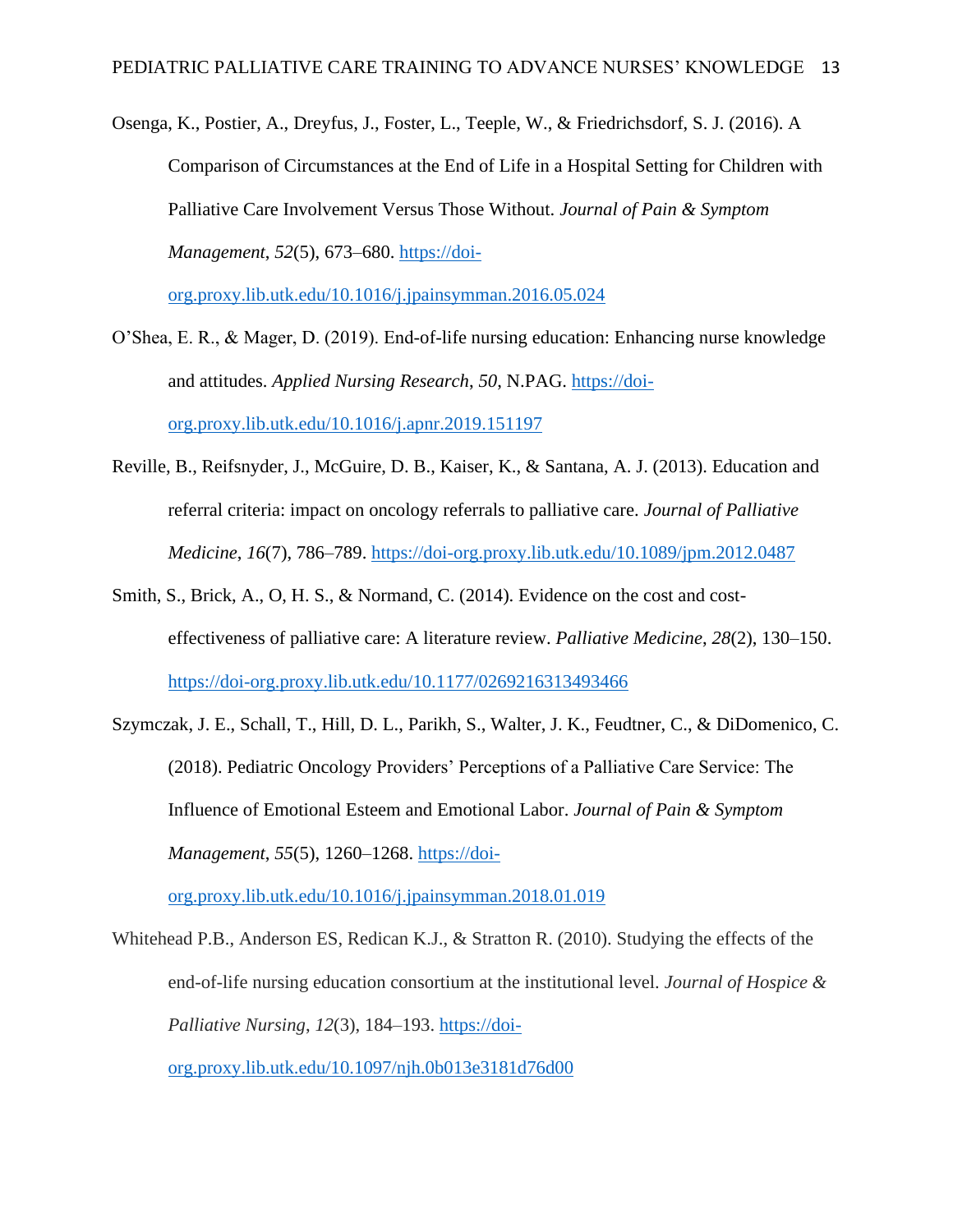Osenga, K., Postier, A., Dreyfus, J., Foster, L., Teeple, W., & Friedrichsdorf, S. J. (2016). A Comparison of Circumstances at the End of Life in a Hospital Setting for Children with Palliative Care Involvement Versus Those Without. *Journal of Pain & Symptom Management*, *52*(5), 673–680. https://doi-org.proxy.lib.utk.edu/10.1016/j.jpainsymman.2016.05.024

O'Shea, E. R., & Mager, D. (2019). End-of-life nursing education: Enhancing nurse knowledge and attitudes. *Applied Nursing Research*, *50*, N.PAG. https://doi-org.proxy.lib.utk.edu/10.1016/j.apnr.2019.151197

Reville, B., Reifsnyder, J., McGuire, D. B., Kaiser, K., & Santana, A. J. (2013). Education and referral criteria: impact on oncology referrals to palliative care. *Journal of Palliative Medicine*, *16*(7), 786–789. https://doi-org.proxy.lib.utk.edu/10.1089/jpm.2012.0487

Smith, S., Brick, A., O, H. S., & Normand, C. (2014). Evidence on the cost and cost-effectiveness of palliative care: A literature review. *Palliative Medicine*, *28*(2), 130–150. https://doi-org.proxy.lib.utk.edu/10.1177/0269216313493466

Szymczak, J. E., Schall, T., Hill, D. L., Parikh, S., Walter, J. K., Feudtner, C., & DiDomenico, C. (2018). Pediatric Oncology Providers' Perceptions of a Palliative Care Service: The Influence of Emotional Esteem and Emotional Labor. *Journal of Pain & Symptom Management*, *55*(5), 1260–1268. https://doi-org.proxy.lib.utk.edu/10.1016/j.jpainsymman.2018.01.019

Whitehead P.B., Anderson ES, Redican K.J., & Stratton R. (2010). Studying the effects of the end-of-life nursing education consortium at the institutional level. *Journal of Hospice & Palliative Nursing*, *12*(3), 184–193. https://doi-org.proxy.lib.utk.edu/10.1097/njh.0b013e3181d76d00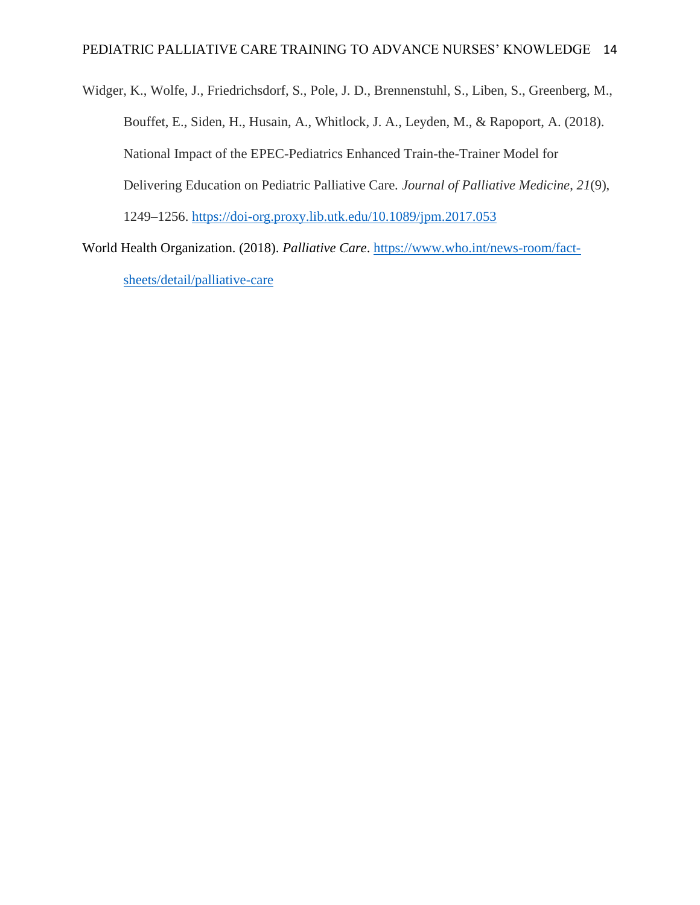Widger, K., Wolfe, J., Friedrichsdorf, S., Pole, J. D., Brennenstuhl, S., Liben, S., Greenberg, M., Bouffet, E., Siden, H., Husain, A., Whitlock, J. A., Leyden, M., & Rapoport, A. (2018). National Impact of the EPEC-Pediatrics Enhanced Train-the-Trainer Model for Delivering Education on Pediatric Palliative Care. *Journal of Palliative Medicine*, *21*(9), 1249–1256. https://doi-org.proxy.lib.utk.edu/10.1089/jpm.2017.053

World Health Organization. (2018). *Palliative Care*. https://www.who.int/news-room/fact-sheets/detail/palliative-care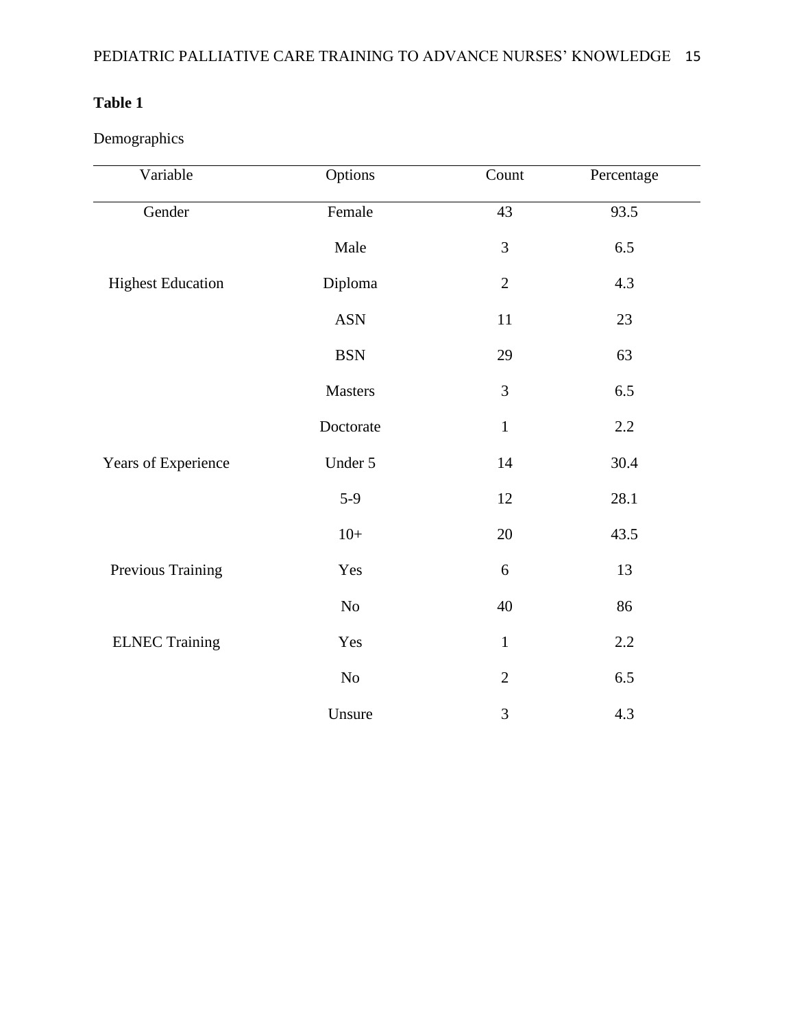**Table 1**

Demographics

| Variable | Options | Count | Percentage |
|---|---|---|---|
| Gender | Female | 43 | 93.5 |
| | Male | 3 | 6.5 |
| Highest Education | Diploma | 2 | 4.3 |
| | ASN | 11 | 23 |
| | BSN | 29 | 63 |
| | Masters | 3 | 6.5 |
| | Doctorate | 1 | 2.2 |
| Years of Experience | Under 5 | 14 | 30.4 |
| | 5-9 | 12 | 28.1 |
| | 10+ | 20 | 43.5 |
| Previous Training | Yes | 6 | 13 |
| | No | 40 | 86 |
| ELNEC Training | Yes | 1 | 2.2 |
| | No | 2 | 6.5 |
| | Unsure | 3 | 4.3 |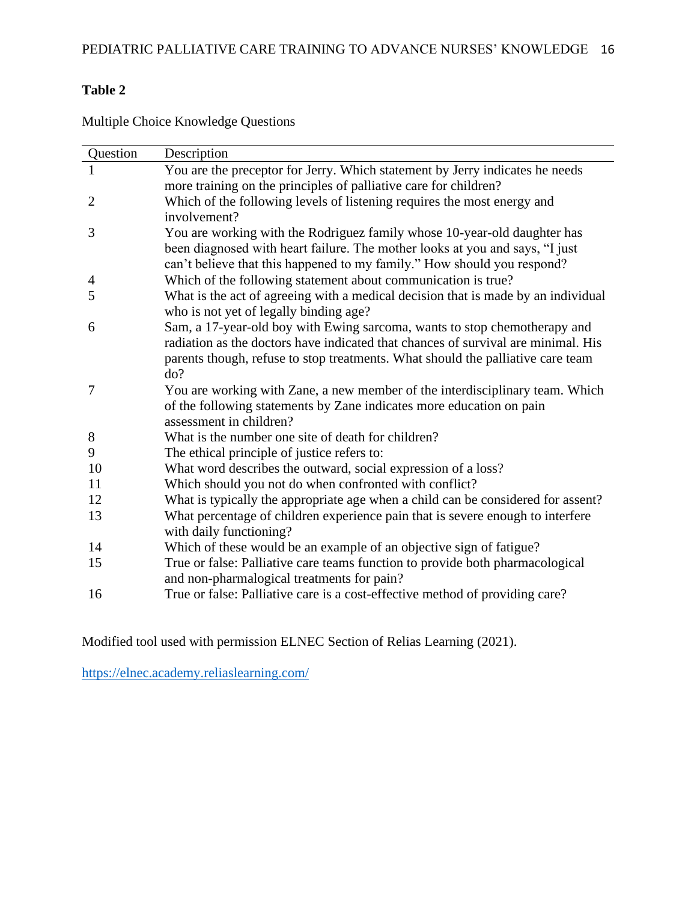**Table 2**

Multiple Choice Knowledge Questions

| Question | Description |
|---|---|
| 1 | You are the preceptor for Jerry. Which statement by Jerry indicates he needs more training on the principles of palliative care for children? |
| 2 | Which of the following levels of listening requires the most energy and involvement? |
| 3 | You are working with the Rodriguez family whose 10-year-old daughter has been diagnosed with heart failure. The mother looks at you and says, "I just can't believe that this happened to my family." How should you respond? |
| 4 | Which of the following statement about communication is true? |
| 5 | What is the act of agreeing with a medical decision that is made by an individual who is not yet of legally binding age? |
| 6 | Sam, a 17-year-old boy with Ewing sarcoma, wants to stop chemotherapy and radiation as the doctors have indicated that chances of survival are minimal. His parents though, refuse to stop treatments. What should the palliative care team do? |
| 7 | You are working with Zane, a new member of the interdisciplinary team. Which of the following statements by Zane indicates more education on pain assessment in children? |
| 8 | What is the number one site of death for children? |
| 9 | The ethical principle of justice refers to: |
| 10 | What word describes the outward, social expression of a loss? |
| 11 | Which should you not do when confronted with conflict? |
| 12 | What is typically the appropriate age when a child can be considered for assent? |
| 13 | What percentage of children experience pain that is severe enough to interfere with daily functioning? |
| 14 | Which of these would be an example of an objective sign of fatigue? |
| 15 | True or false: Palliative care teams function to provide both pharmacological and non-pharmalogical treatments for pain? |
| 16 | True or false: Palliative care is a cost-effective method of providing care? |

Modified tool used with permission ELNEC Section of Relias Learning (2021).

https://elnec.academy.reliaslearning.com/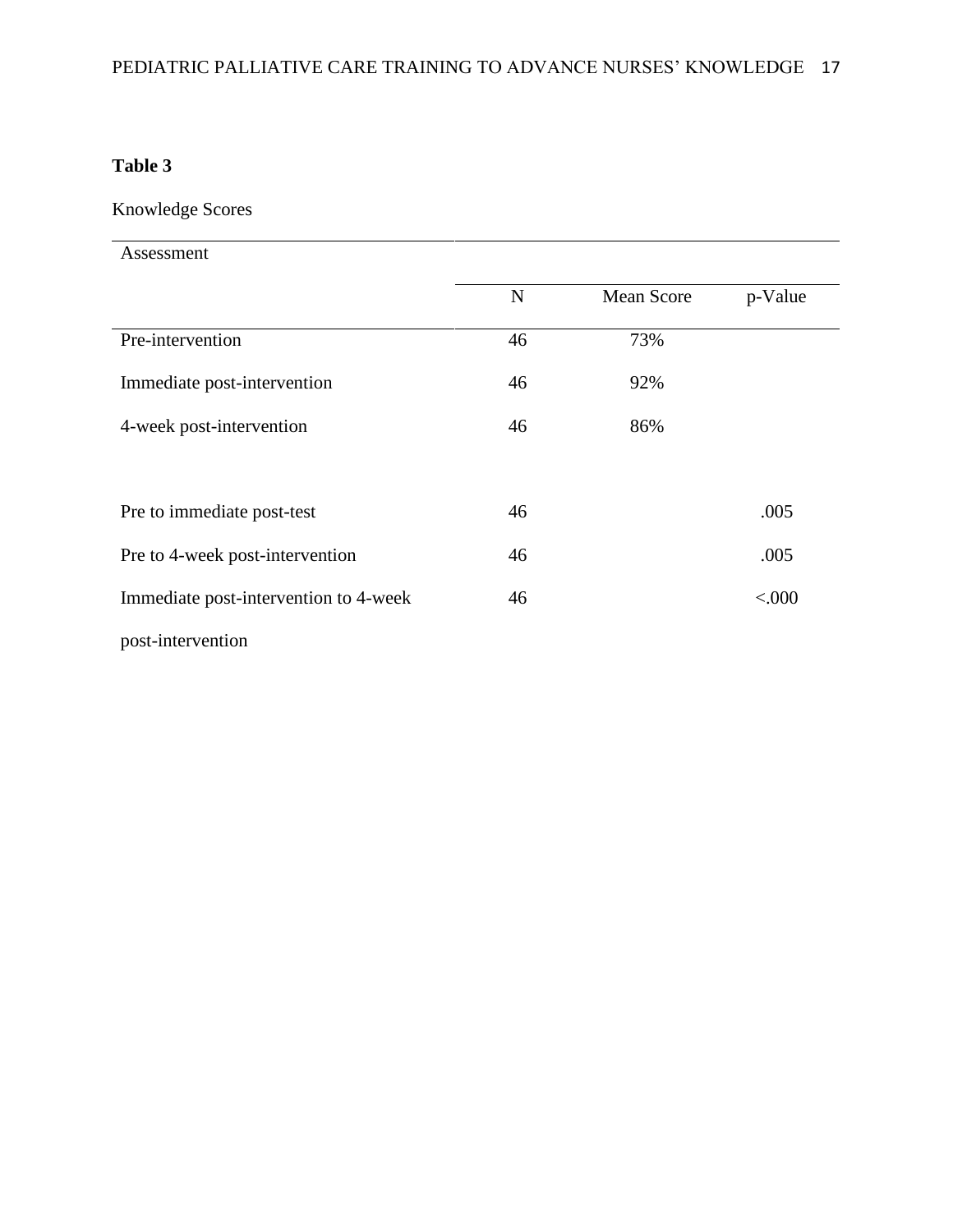**Table 3**

Knowledge Scores

| Assessment | N | Mean Score | p-Value |
|---|---|---|---|
| Pre-intervention | 46 | 73% | |
| Immediate post-intervention | 46 | 92% | |
| 4-week post-intervention | 46 | 86% | |
| | | | |
| Pre to immediate post-test | 46 | | .005 |
| Pre to 4-week post-intervention | 46 | | .005 |
| Immediate post-intervention to 4-week post-intervention | 46 | | <.000 |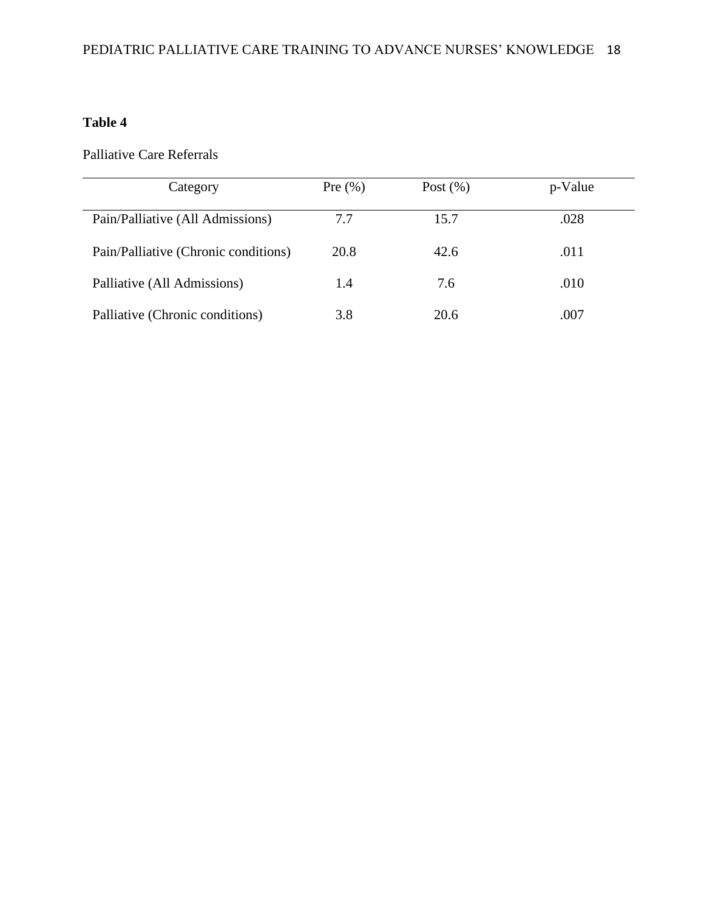**Table 4**

Palliative Care Referrals

| Category | Pre (%) | Post (%) | p-Value |
|---|---|---|---|
| Pain/Palliative (All Admissions) | 7.7 | 15.7 | .028 |
| Pain/Palliative (Chronic conditions) | 20.8 | 42.6 | .011 |
| Palliative (All Admissions) | 1.4 | 7.6 | .010 |
| Palliative (Chronic conditions) | 3.8 | 20.6 | .007 |